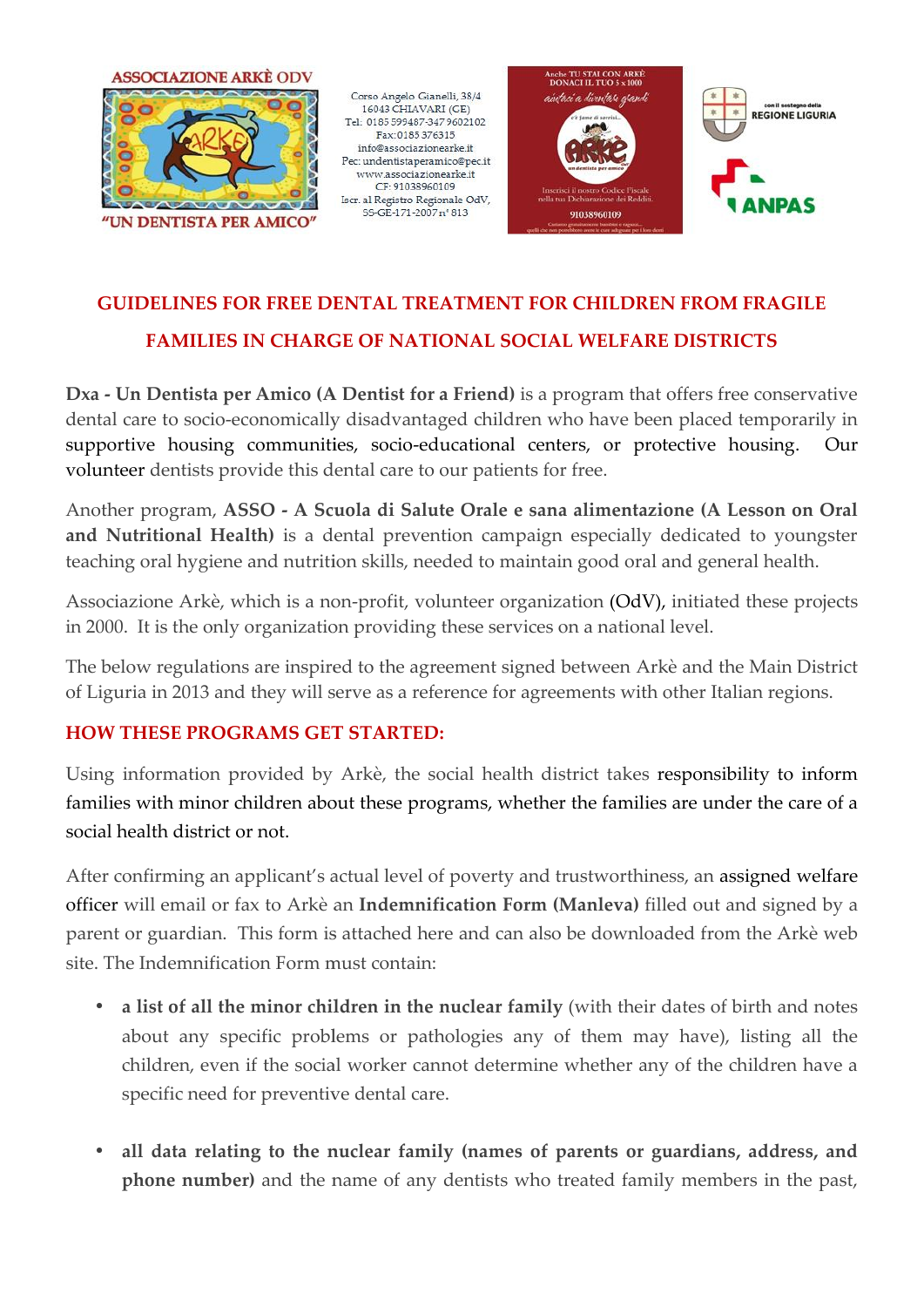ASSOCIAZIONE ARKÈ ODV

"UN DENTISTA PER AMICO"

Corso Angelo Gianelli, 38/4
16043 CHIAVARI (GE)
Tel: 0185 599487-347 9602102
Fax: 0185 376315
info@associazionearke.it
Pec: undentistaperamico@pec.it
www.associazionearke.it
CF: 91038960109
Iscr. al Registro Regionale OdV,
SS-GE-171-2007 n° 813

Anche TU STAI CON ARKÈ
DONACI IL TUO 5 x 1000
aiutaci a diventare grandi
Inserisci il nostro Codice Fiscale nella tua Dichiarazione dei Redditi.
91038960109

con il sostegno della REGIONE LIGURIA

ANPAS

# GUIDELINES FOR FREE DENTAL TREATMENT FOR CHILDREN FROM FRAGILE FAMILIES IN CHARGE OF NATIONAL SOCIAL WELFARE DISTRICTS

**Dxa - Un Dentista per Amico (A Dentist for a Friend)** is a program that offers free conservative dental care to socio-economically disadvantaged children who have been placed temporarily in supportive housing communities, socio-educational centers, or protective housing. Our volunteer dentists provide this dental care to our patients for free.

Another program, **ASSO - A Scuola di Salute Orale e sana alimentazione (A Lesson on Oral and Nutritional Health)** is a dental prevention campaign especially dedicated to youngster teaching oral hygiene and nutrition skills, needed to maintain good oral and general health.

Associazione Arkè, which is a non-profit, volunteer organization (OdV), initiated these projects in 2000. It is the only organization providing these services on a national level.

The below regulations are inspired to the agreement signed between Arkè and the Main District of Liguria in 2013 and they will serve as a reference for agreements with other Italian regions.

## HOW THESE PROGRAMS GET STARTED:

Using information provided by Arkè, the social health district takes responsibility to inform families with minor children about these programs, whether the families are under the care of a social health district or not.

After confirming an applicant's actual level of poverty and trustworthiness, an assigned welfare officer will email or fax to Arkè an **Indemnification Form (Manleva)** filled out and signed by a parent or guardian. This form is attached here and can also be downloaded from the Arkè web site. The Indemnification Form must contain:

- **a list of all the minor children in the nuclear family** (with their dates of birth and notes about any specific problems or pathologies any of them may have), listing all the children, even if the social worker cannot determine whether any of the children have a specific need for preventive dental care.
- **all data relating to the nuclear family (names of parents or guardians, address, and phone number)** and the name of any dentists who treated family members in the past,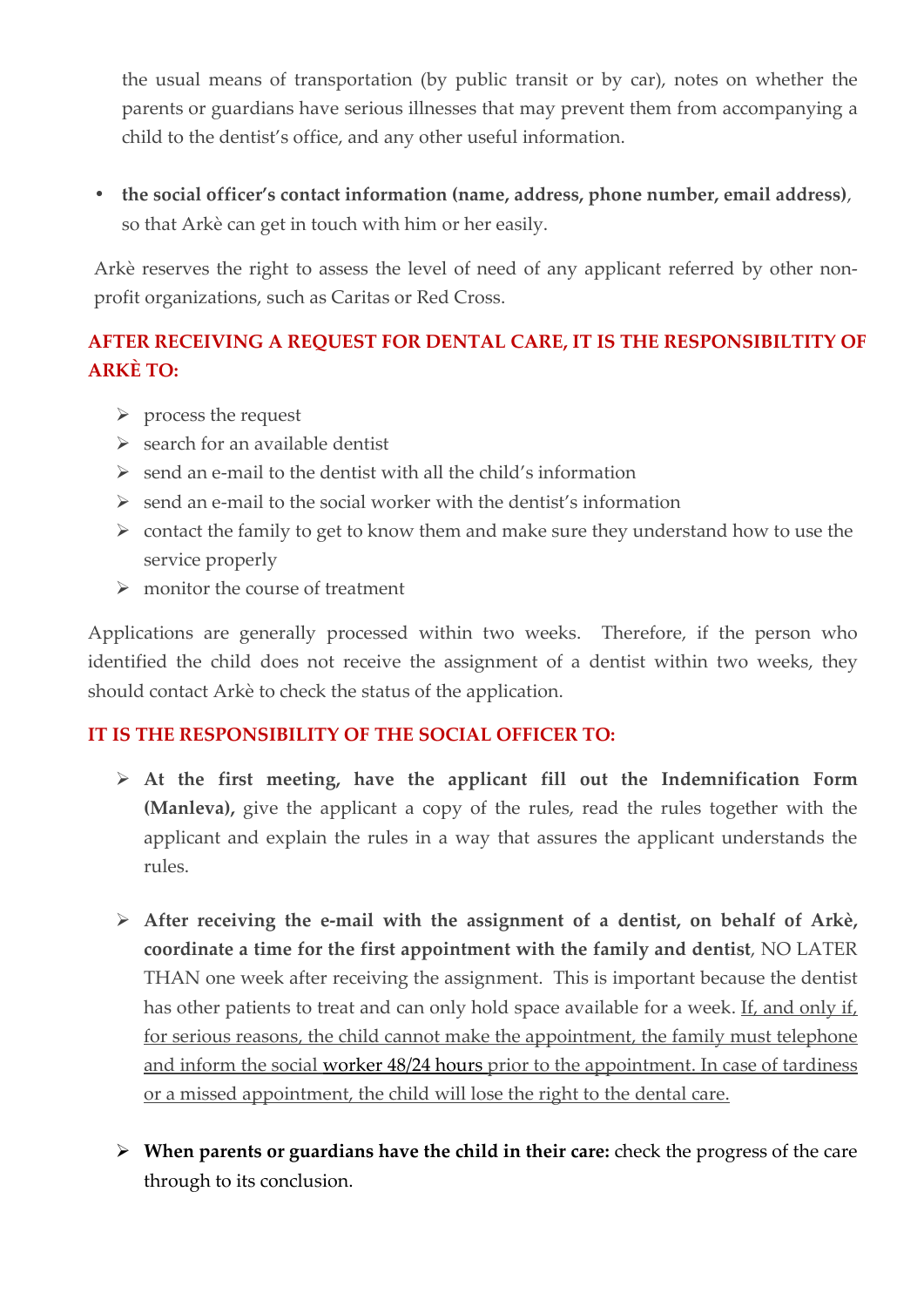the usual means of transportation (by public transit or by car), notes on whether the parents or guardians have serious illnesses that may prevent them from accompanying a child to the dentist's office, and any other useful information.

- **the social officer's contact information (name, address, phone number, email address)**, so that Arkè can get in touch with him or her easily.

Arkè reserves the right to assess the level of need of any applicant referred by other non-profit organizations, such as Caritas or Red Cross.

**AFTER RECEIVING A REQUEST FOR DENTAL CARE, IT IS THE RESPONSIBILTITY OF ARKÈ TO:**

- process the request
- search for an available dentist
- send an e-mail to the dentist with all the child's information
- send an e-mail to the social worker with the dentist's information
- contact the family to get to know them and make sure they understand how to use the service properly
- monitor the course of treatment

Applications are generally processed within two weeks. Therefore, if the person who identified the child does not receive the assignment of a dentist within two weeks, they should contact Arkè to check the status of the application.

**IT IS THE RESPONSIBILITY OF THE SOCIAL OFFICER TO:**

- **At the first meeting, have the applicant fill out the Indemnification Form (Manleva),** give the applicant a copy of the rules, read the rules together with the applicant and explain the rules in a way that assures the applicant understands the rules.

- **After receiving the e-mail with the assignment of a dentist, on behalf of Arkè, coordinate a time for the first appointment with the family and dentist**, NO LATER THAN one week after receiving the assignment. This is important because the dentist has other patients to treat and can only hold space available for a week. <u>If, and only if, for serious reasons, the child cannot make the appointment, the family must telephone and inform the social worker 48/24 hours prior to the appointment. In case of tardiness or a missed appointment, the child will lose the right to the dental care.</u>

- **When parents or guardians have the child in their care:** check the progress of the care through to its conclusion.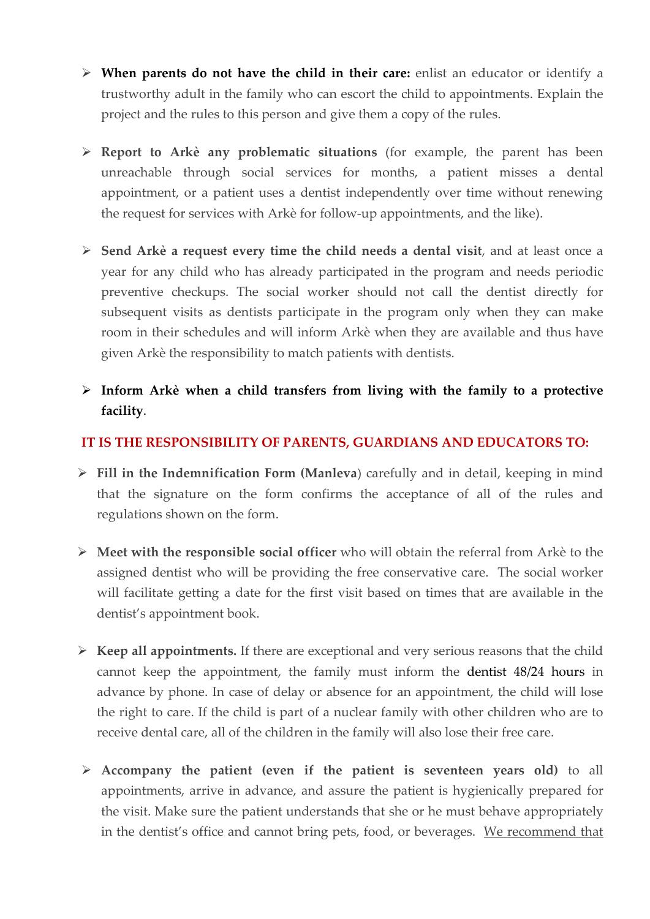- **When parents do not have the child in their care:** enlist an educator or identify a trustworthy adult in the family who can escort the child to appointments. Explain the project and the rules to this person and give them a copy of the rules.

- **Report to Arkè any problematic situations** (for example, the parent has been unreachable through social services for months, a patient misses a dental appointment, or a patient uses a dentist independently over time without renewing the request for services with Arkè for follow-up appointments, and the like).

- **Send Arkè a request every time the child needs a dental visit**, and at least once a year for any child who has already participated in the program and needs periodic preventive checkups. The social worker should not call the dentist directly for subsequent visits as dentists participate in the program only when they can make room in their schedules and will inform Arkè when they are available and thus have given Arkè the responsibility to match patients with dentists.

- **Inform Arkè when a child transfers from living with the family to a protective facility**.

## IT IS THE RESPONSIBILITY OF PARENTS, GUARDIANS AND EDUCATORS TO:

- **Fill in the Indemnification Form (Manleva**) carefully and in detail, keeping in mind that the signature on the form confirms the acceptance of all of the rules and regulations shown on the form.

- **Meet with the responsible social officer** who will obtain the referral from Arkè to the assigned dentist who will be providing the free conservative care. The social worker will facilitate getting a date for the first visit based on times that are available in the dentist's appointment book.

- **Keep all appointments.** If there are exceptional and very serious reasons that the child cannot keep the appointment, the family must inform the dentist 48/24 hours in advance by phone. In case of delay or absence for an appointment, the child will lose the right to care. If the child is part of a nuclear family with other children who are to receive dental care, all of the children in the family will also lose their free care.

- **Accompany the patient (even if the patient is seventeen years old)** to all appointments, arrive in advance, and assure the patient is hygienically prepared for the visit. Make sure the patient understands that she or he must behave appropriately in the dentist's office and cannot bring pets, food, or beverages. <u>We recommend that</u>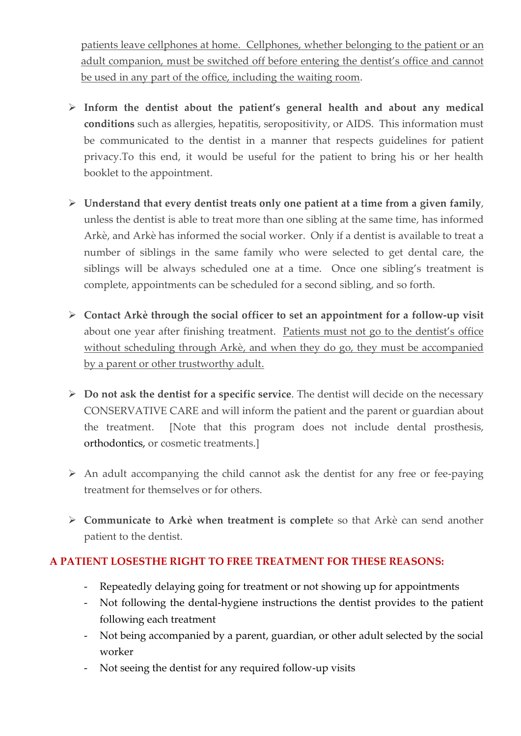patients leave cellphones at home.  Cellphones, whether belonging to the patient or an adult companion, must be switched off before entering the dentist's office and cannot be used in any part of the office, including the waiting room.

- **Inform the dentist about the patient's general health and about any medical conditions** such as allergies, hepatitis, seropositivity, or AIDS.  This information must be communicated to the dentist in a manner that respects guidelines for patient privacy.To this end, it would be useful for the patient to bring his or her health booklet to the appointment.

- **Understand that every dentist treats only one patient at a time from a given family**, unless the dentist is able to treat more than one sibling at the same time, has informed Arkè, and Arkè has informed the social worker.  Only if a dentist is available to treat a number of siblings in the same family who were selected to get dental care, the siblings will be always scheduled one at a time.  Once one sibling's treatment is complete, appointments can be scheduled for a second sibling, and so forth.

- **Contact Arkè through the social officer to set an appointment for a follow-up visit** about one year after finishing treatment.  Patients must not go to the dentist's office without scheduling through Arkè, and when they do go, they must be accompanied by a parent or other trustworthy adult.

- **Do not ask the dentist for a specific service**. The dentist will decide on the necessary CONSERVATIVE CARE and will inform the patient and the parent or guardian about the treatment.  [Note that this program does not include dental prosthesis, orthodontics, or cosmetic treatments.]

- An adult accompanying the child cannot ask the dentist for any free or fee-paying treatment for themselves or for others.

- **Communicate to Arkè when treatment is complet**e so that Arkè can send another patient to the dentist.

**A PATIENT LOSESTHE RIGHT TO FREE TREATMENT FOR THESE REASONS:**

- Repeatedly delaying going for treatment or not showing up for appointments
- Not following the dental-hygiene instructions the dentist provides to the patient following each treatment
- Not being accompanied by a parent, guardian, or other adult selected by the social worker
- Not seeing the dentist for any required follow-up visits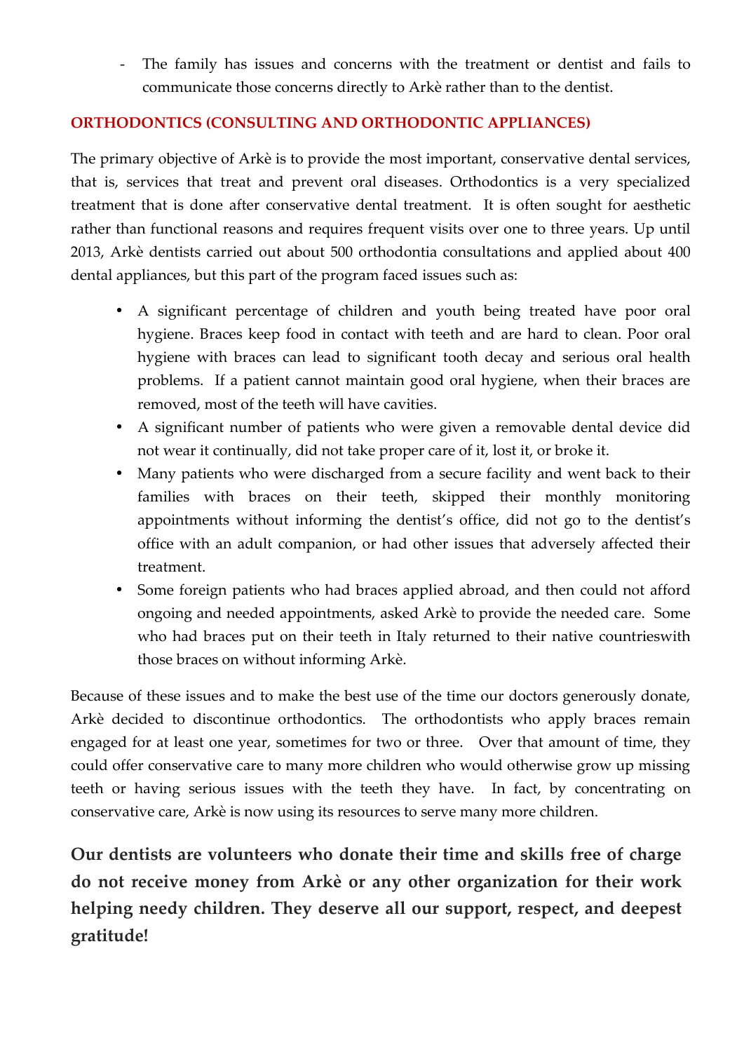- The family has issues and concerns with the treatment or dentist and fails to communicate those concerns directly to Arkè rather than to the dentist.

## ORTHODONTICS (CONSULTING AND ORTHODONTIC APPLIANCES)

The primary objective of Arkè is to provide the most important, conservative dental services, that is, services that treat and prevent oral diseases. Orthodontics is a very specialized treatment that is done after conservative dental treatment. It is often sought for aesthetic rather than functional reasons and requires frequent visits over one to three years. Up until 2013, Arkè dentists carried out about 500 orthodontia consultations and applied about 400 dental appliances, but this part of the program faced issues such as:

- A significant percentage of children and youth being treated have poor oral hygiene. Braces keep food in contact with teeth and are hard to clean. Poor oral hygiene with braces can lead to significant tooth decay and serious oral health problems. If a patient cannot maintain good oral hygiene, when their braces are removed, most of the teeth will have cavities.
- A significant number of patients who were given a removable dental device did not wear it continually, did not take proper care of it, lost it, or broke it.
- Many patients who were discharged from a secure facility and went back to their families with braces on their teeth, skipped their monthly monitoring appointments without informing the dentist's office, did not go to the dentist's office with an adult companion, or had other issues that adversely affected their treatment.
- Some foreign patients who had braces applied abroad, and then could not afford ongoing and needed appointments, asked Arkè to provide the needed care. Some who had braces put on their teeth in Italy returned to their native countrieswith those braces on without informing Arkè.

Because of these issues and to make the best use of the time our doctors generously donate, Arkè decided to discontinue orthodontics. The orthodontists who apply braces remain engaged for at least one year, sometimes for two or three. Over that amount of time, they could offer conservative care to many more children who would otherwise grow up missing teeth or having serious issues with the teeth they have. In fact, by concentrating on conservative care, Arkè is now using its resources to serve many more children.

**Our dentists are volunteers who donate their time and skills free of charge do not receive money from Arkè or any other organization for their work helping needy children. They deserve all our support, respect, and deepest gratitude!**